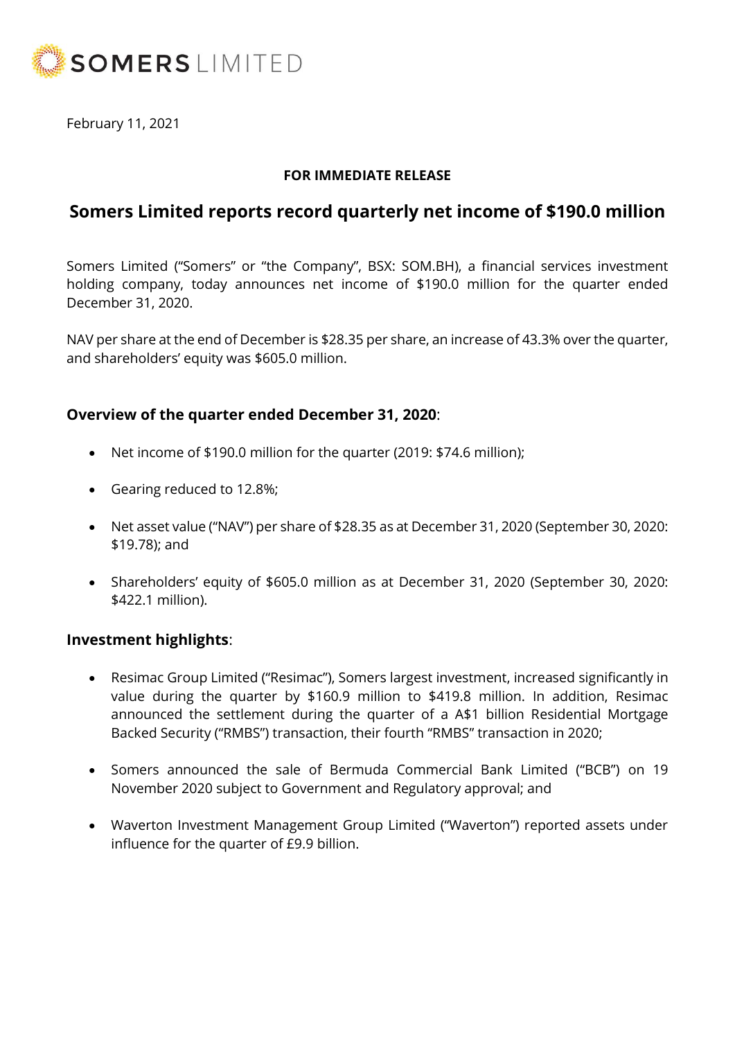SOMERS LIMITED

February 11, 2021

**FOR IMMEDIATE RELEASE**

# Somers Limited reports record quarterly net income of $190.0 million

Somers Limited ("Somers" or "the Company", BSX: SOM.BH), a financial services investment holding company, today announces net income of $190.0 million for the quarter ended December 31, 2020.

NAV per share at the end of December is $28.35 per share, an increase of 43.3% over the quarter, and shareholders' equity was $605.0 million.

## **Overview of the quarter ended December 31, 2020**:

- Net income of $190.0 million for the quarter (2019: $74.6 million);
- Gearing reduced to 12.8%;
- Net asset value ("NAV") per share of $28.35 as at December 31, 2020 (September 30, 2020: $19.78); and
- Shareholders' equity of $605.0 million as at December 31, 2020 (September 30, 2020: $422.1 million).

## **Investment highlights**:

- Resimac Group Limited ("Resimac"), Somers largest investment, increased significantly in value during the quarter by $160.9 million to $419.8 million. In addition, Resimac announced the settlement during the quarter of a A$1 billion Residential Mortgage Backed Security ("RMBS") transaction, their fourth "RMBS" transaction in 2020;
- Somers announced the sale of Bermuda Commercial Bank Limited ("BCB") on 19 November 2020 subject to Government and Regulatory approval; and
- Waverton Investment Management Group Limited ("Waverton") reported assets under influence for the quarter of £9.9 billion.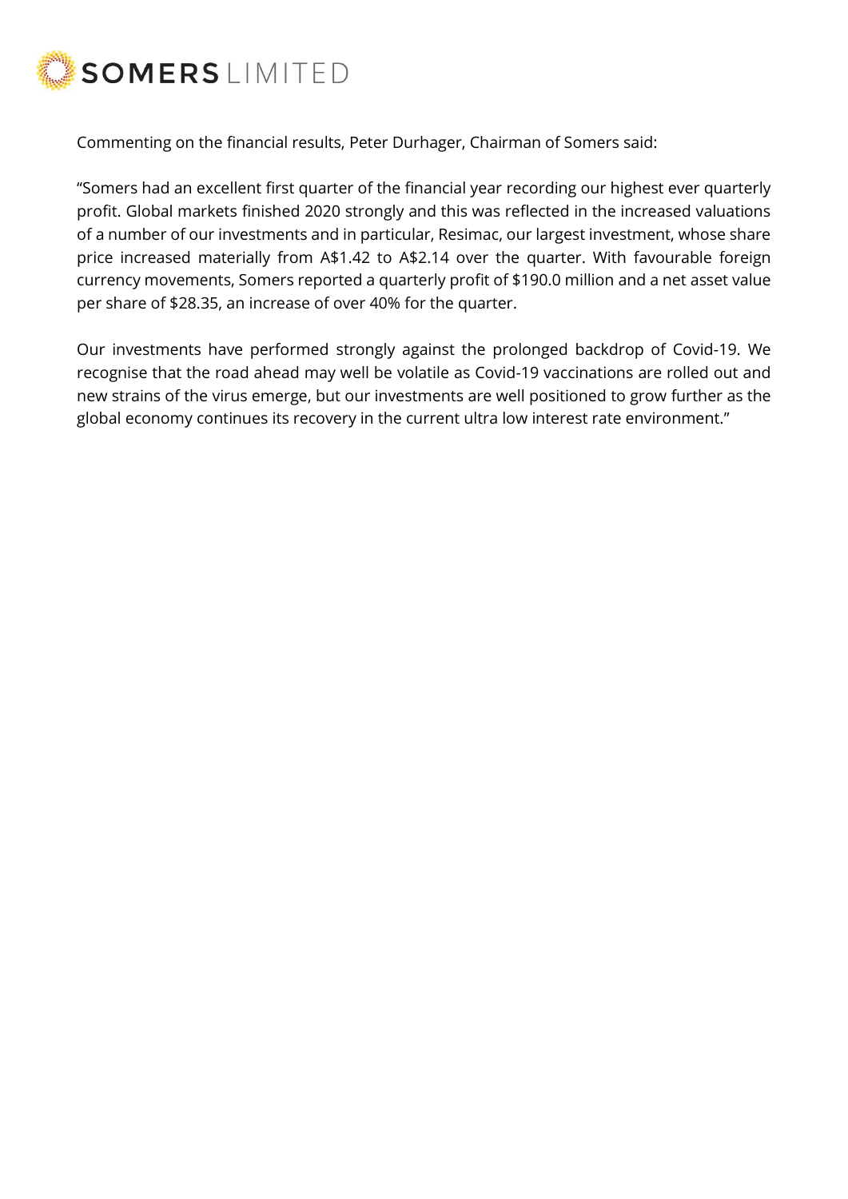Commenting on the financial results, Peter Durhager, Chairman of Somers said:

"Somers had an excellent first quarter of the financial year recording our highest ever quarterly profit. Global markets finished 2020 strongly and this was reflected in the increased valuations of a number of our investments and in particular, Resimac, our largest investment, whose share price increased materially from A$1.42 to A$2.14 over the quarter. With favourable foreign currency movements, Somers reported a quarterly profit of $190.0 million and a net asset value per share of $28.35, an increase of over 40% for the quarter.

Our investments have performed strongly against the prolonged backdrop of Covid-19. We recognise that the road ahead may well be volatile as Covid-19 vaccinations are rolled out and new strains of the virus emerge, but our investments are well positioned to grow further as the global economy continues its recovery in the current ultra low interest rate environment."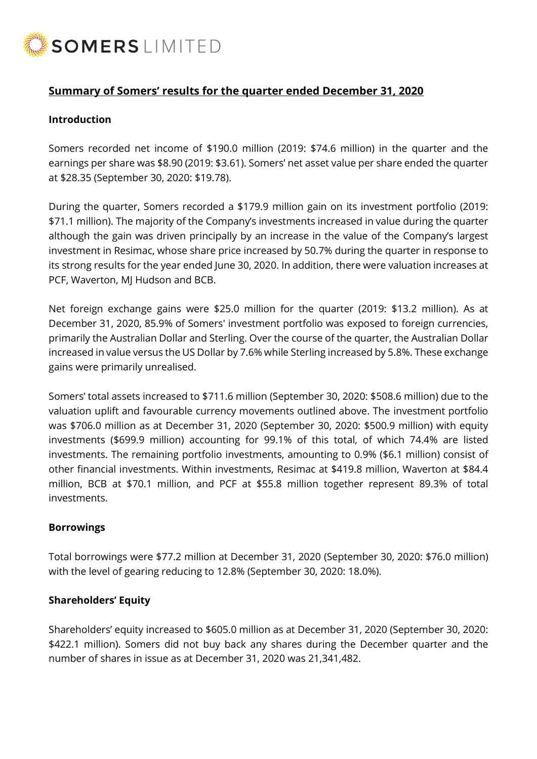## Summary of Somers' results for the quarter ended December 31, 2020

### Introduction

Somers recorded net income of $190.0 million (2019: $74.6 million) in the quarter and the earnings per share was $8.90 (2019: $3.61). Somers' net asset value per share ended the quarter at $28.35 (September 30, 2020: $19.78).

During the quarter, Somers recorded a $179.9 million gain on its investment portfolio (2019: $71.1 million). The majority of the Company's investments increased in value during the quarter although the gain was driven principally by an increase in the value of the Company's largest investment in Resimac, whose share price increased by 50.7% during the quarter in response to its strong results for the year ended June 30, 2020. In addition, there were valuation increases at PCF, Waverton, MJ Hudson and BCB.

Net foreign exchange gains were $25.0 million for the quarter (2019: $13.2 million). As at December 31, 2020, 85.9% of Somers' investment portfolio was exposed to foreign currencies, primarily the Australian Dollar and Sterling. Over the course of the quarter, the Australian Dollar increased in value versus the US Dollar by 7.6% while Sterling increased by 5.8%. These exchange gains were primarily unrealised.

Somers' total assets increased to $711.6 million (September 30, 2020: $508.6 million) due to the valuation uplift and favourable currency movements outlined above. The investment portfolio was $706.0 million as at December 31, 2020 (September 30, 2020: $500.9 million) with equity investments ($699.9 million) accounting for 99.1% of this total, of which 74.4% are listed investments. The remaining portfolio investments, amounting to 0.9% ($6.1 million) consist of other financial investments. Within investments, Resimac at $419.8 million, Waverton at $84.4 million, BCB at $70.1 million, and PCF at $55.8 million together represent 89.3% of total investments.

### Borrowings

Total borrowings were $77.2 million at December 31, 2020 (September 30, 2020: $76.0 million) with the level of gearing reducing to 12.8% (September 30, 2020: 18.0%).

### Shareholders' Equity

Shareholders' equity increased to $605.0 million as at December 31, 2020 (September 30, 2020: $422.1 million). Somers did not buy back any shares during the December quarter and the number of shares in issue as at December 31, 2020 was 21,341,482.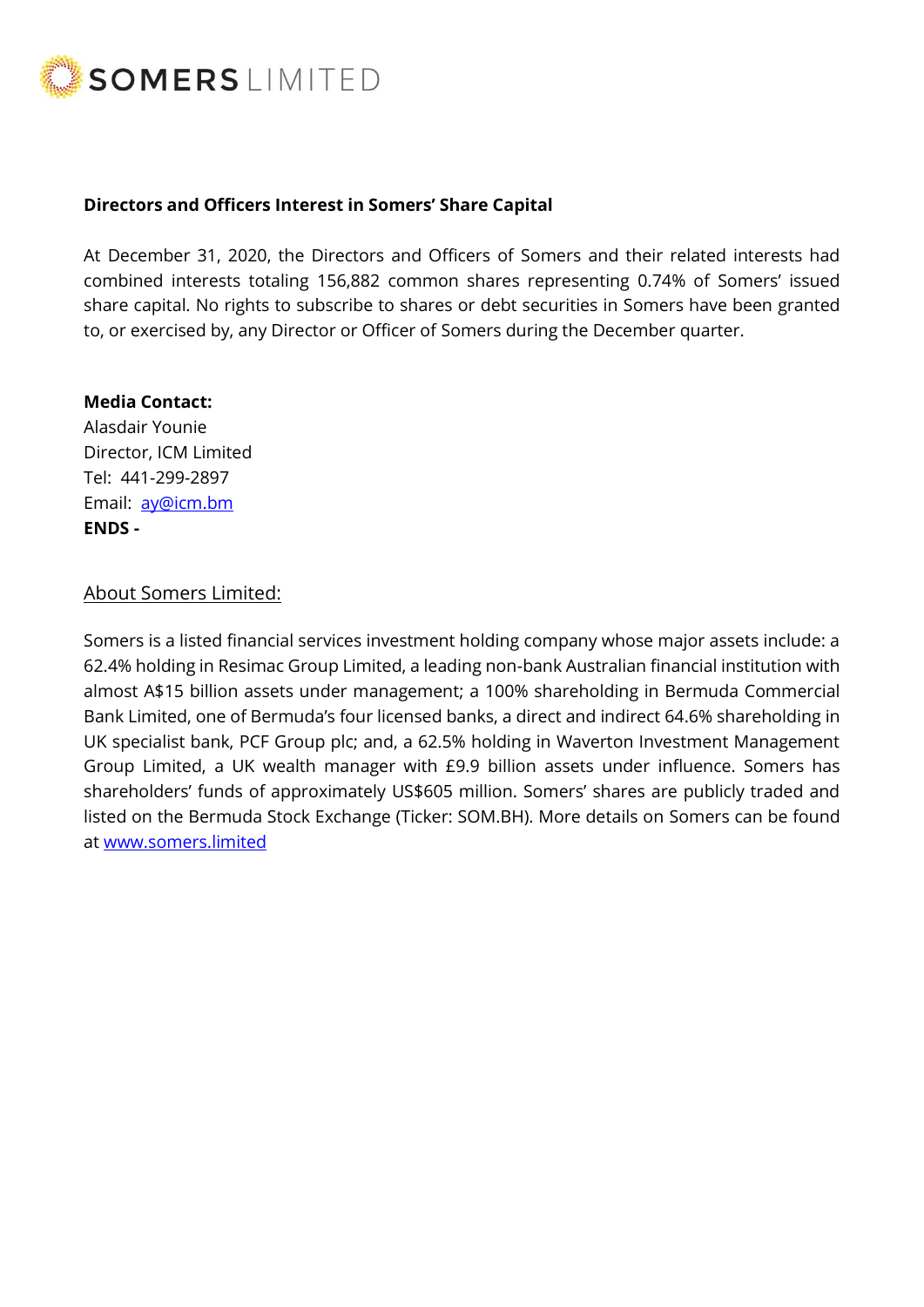**Directors and Officers Interest in Somers' Share Capital**

At December 31, 2020, the Directors and Officers of Somers and their related interests had combined interests totaling 156,882 common shares representing 0.74% of Somers' issued share capital. No rights to subscribe to shares or debt securities in Somers have been granted to, or exercised by, any Director or Officer of Somers during the December quarter.

**Media Contact:**
Alasdair Younie
Director, ICM Limited
Tel: 441-299-2897
Email: ay@icm.bm
**ENDS -**

About Somers Limited:

Somers is a listed financial services investment holding company whose major assets include: a 62.4% holding in Resimac Group Limited, a leading non-bank Australian financial institution with almost A$15 billion assets under management; a 100% shareholding in Bermuda Commercial Bank Limited, one of Bermuda's four licensed banks, a direct and indirect 64.6% shareholding in UK specialist bank, PCF Group plc; and, a 62.5% holding in Waverton Investment Management Group Limited, a UK wealth manager with £9.9 billion assets under influence. Somers has shareholders' funds of approximately US$605 million. Somers' shares are publicly traded and listed on the Bermuda Stock Exchange (Ticker: SOM.BH). More details on Somers can be found at www.somers.limited